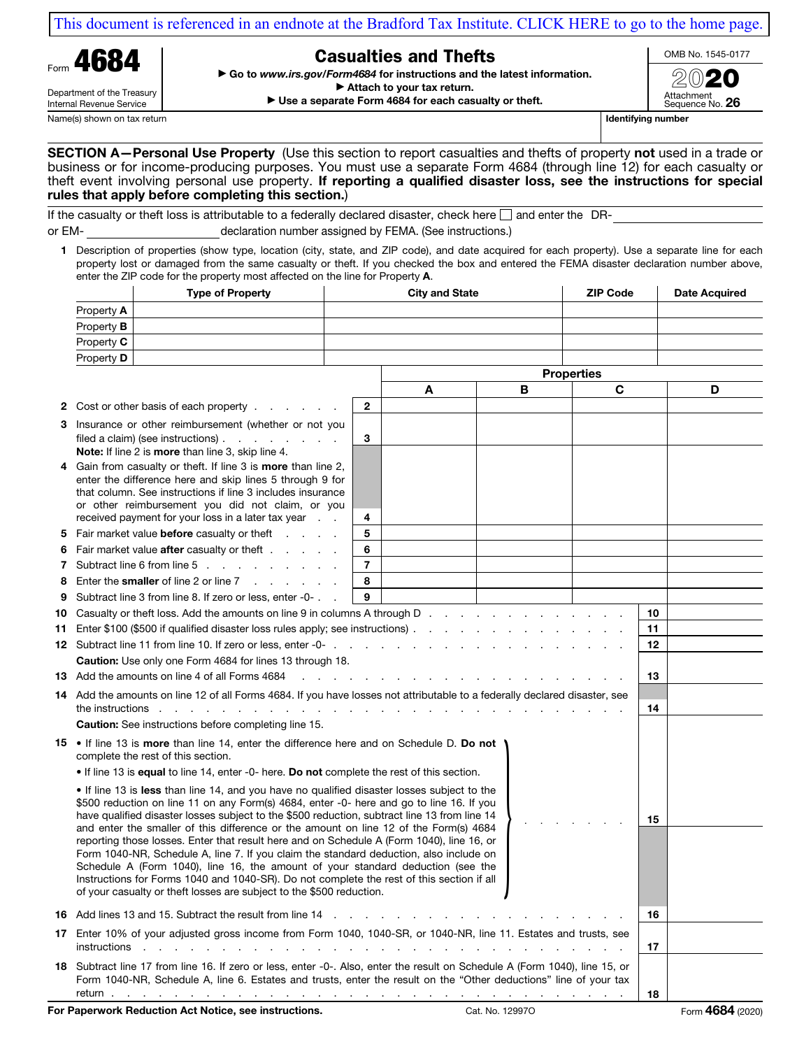This document is referenced in an endnote at the Bradford Tax Institute. CLICK HERE to go to the home page.

Form **4684**

Department of the Treasury
Internal Revenue Service

# Casualties and Thefts

▶ Go to *www.irs.gov/Form4684* for instructions and the latest information.
▶ Attach to your tax return.
▶ Use a separate Form 4684 for each casualty or theft.

OMB No. 1545-0177

2020

Attachment Sequence No. **26**

Name(s) shown on tax return | **Identifying number**

**SECTION A—Personal Use Property** (Use this section to report casualties and thefts of property **not** used in a trade or business or for income-producing purposes. You must use a separate Form 4684 (through line 12) for each casualty or theft event involving personal use property. **If reporting a qualified disaster loss, see the instructions for special rules that apply before completing this section.**)

If the casualty or theft loss is attributable to a federally declared disaster, check here ☐ and enter the DR- ________ or EM- ________ declaration number assigned by FEMA. (See instructions.)

**1** Description of properties (show type, location (city, state, and ZIP code), and date acquired for each property). Use a separate line for each property lost or damaged from the same casualty or theft. If you checked the box and entered the FEMA disaster declaration number above, enter the ZIP code for the property most affected on the line for Property **A**.

| | Type of Property | City and State | ZIP Code | Date Acquired |
|---|---|---|---|---|
| Property **A** | | | | |
| Property **B** | | | | |
| Property **C** | | | | |
| Property **D** | | | | |

| | | | Properties | | | |
|---|---|---|---|---|---|---|
| | | | **A** | **B** | **C** | **D** |
| **2** | Cost or other basis of each property | **2** | | | | |
| **3** | Insurance or other reimbursement (whether or not you filed a claim) (see instructions) **Note:** If line 2 is **more** than line 3, skip line 4. | **3** | | | | |
| **4** | Gain from casualty or theft. If line 3 is **more** than line 2, enter the difference here and skip lines 5 through 9 for that column. See instructions if line 3 includes insurance or other reimbursement you did not claim, or you received payment for your loss in a later tax year | **4** | | | | |
| **5** | Fair market value **before** casualty or theft | **5** | | | | |
| **6** | Fair market value **after** casualty or theft | **6** | | | | |
| **7** | Subtract line 6 from line 5 | **7** | | | | |
| **8** | Enter the **smaller** of line 2 or line 7 | **8** | | | | |
| **9** | Subtract line 3 from line 8. If zero or less, enter -0- | **9** | | | | |

| | | | |
|---|---|---|---|
| **10** | Casualty or theft loss. Add the amounts on line 9 in columns A through D | **10** | |
| **11** | Enter $100 ($500 if qualified disaster loss rules apply; see instructions) | **11** | |
| **12** | Subtract line 11 from line 10. If zero or less, enter -0- | **12** | |
| | **Caution:** Use only one Form 4684 for lines 13 through 18. | | |
| **13** | Add the amounts on line 4 of all Forms 4684 | **13** | |
| **14** | Add the amounts on line 12 of all Forms 4684. If you have losses not attributable to a federally declared disaster, see the instructions | **14** | |
| | **Caution:** See instructions before completing line 15. | | |
| **15** | • If line 13 is **more** than line 14, enter the difference here and on Schedule D. **Do not** complete the rest of this section.<br>• If line 13 is **equal** to line 14, enter -0- here. **Do not** complete the rest of this section.<br>• If line 13 is **less** than line 14, and you have no qualified disaster losses subject to the $500 reduction on line 11 on any Form(s) 4684, enter -0- here and go to line 16. If you have qualified disaster losses subject to the $500 reduction, subtract line 13 from line 14 and enter the smaller of this difference or the amount on line 12 of the Form(s) 4684 reporting those losses. Enter that result here and on Schedule A (Form 1040), line 16, or Form 1040-NR, Schedule A, line 7. If you claim the standard deduction, also include on Schedule A (Form 1040), line 16, the amount of your standard deduction (see the Instructions for Forms 1040 and 1040-SR). Do not complete the rest of this section if all of your casualty or theft losses are subject to the $500 reduction. | **15** | |
| **16** | Add lines 13 and 15. Subtract the result from line 14 | **16** | |
| **17** | Enter 10% of your adjusted gross income from Form 1040, 1040-SR, or 1040-NR, line 11. Estates and trusts, see instructions | **17** | |
| **18** | Subtract line 17 from line 16. If zero or less, enter -0-. Also, enter the result on Schedule A (Form 1040), line 15, or Form 1040-NR, Schedule A, line 6. Estates and trusts, enter the result on the "Other deductions" line of your tax return | **18** | |

**For Paperwork Reduction Act Notice, see instructions.** Cat. No. 12997O Form **4684** (2020)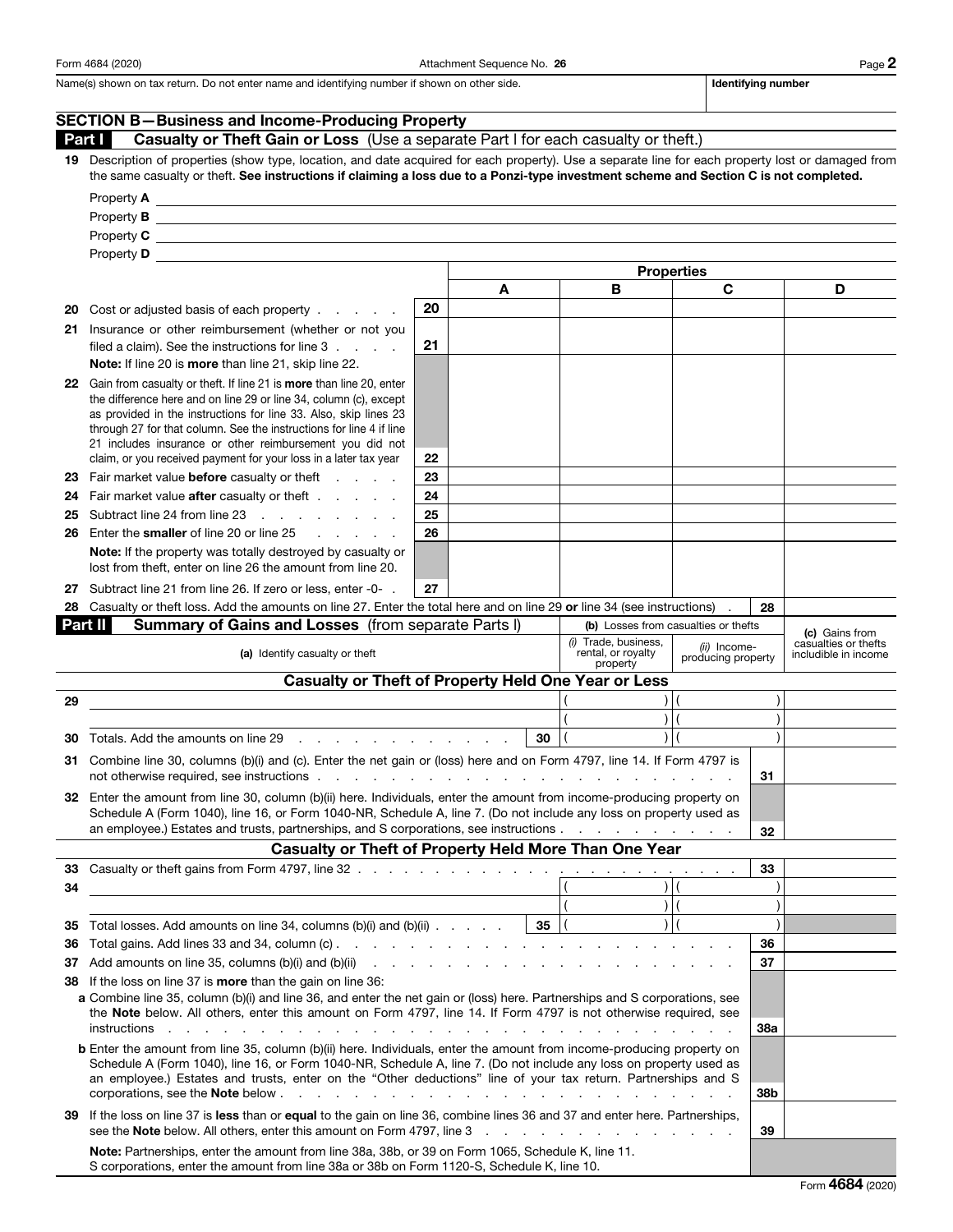Form 4684 (2020) Attachment Sequence No. **26**

Name(s) shown on tax return. Do not enter name and identifying number if shown on other side. | **Identifying number**

## SECTION B—Business and Income-Producing Property

### Part I — Casualty or Theft Gain or Loss (Use a separate Part I for each casualty or theft.)

**19** Description of properties (show type, location, and date acquired for each property). Use a separate line for each property lost or damaged from the same casualty or theft. **See instructions if claiming a loss due to a Ponzi-type investment scheme and Section C is not completed.**

Property **A** ____________________

Property **B** ____________________

Property **C** ____________________

Property **D** ____________________

| | | Properties | | | |
|---|---|---|---|---|---|
| | | **A** | **B** | **C** | **D** |
| **20** Cost or adjusted basis of each property | **20** | | | | |
| **21** Insurance or other reimbursement (whether or not you filed a claim). See the instructions for line 3. **Note:** If line 20 is **more** than line 21, skip line 22. | **21** | | | | |
| **22** Gain from casualty or theft. If line 21 is **more** than line 20, enter the difference here and on line 29 or line 34, column (c), except as provided in the instructions for line 33. Also, skip lines 23 through 27 for that column. See the instructions for line 4 if line 21 includes insurance or other reimbursement you did not claim, or you received payment for your loss in a later tax year | **22** | | | | |
| **23** Fair market value **before** casualty or theft | **23** | | | | |
| **24** Fair market value **after** casualty or theft | **24** | | | | |
| **25** Subtract line 24 from line 23 | **25** | | | | |
| **26** Enter the **smaller** of line 20 or line 25. **Note:** If the property was totally destroyed by casualty or lost from theft, enter on line 26 the amount from line 20. | **26** | | | | |
| **27** Subtract line 21 from line 26. If zero or less, enter -0- | **27** | | | | |

**28** Casualty or theft loss. Add the amounts on line 27. Enter the total here and on line 29 **or** line 34 (see instructions) . . . **28** ______

### Part II — Summary of Gains and Losses (from separate Parts I)

| | (a) Identify casualty or theft | | (b) Losses from casualties or thefts: (i) Trade, business, rental, or royalty property | (b) (ii) Income-producing property | (c) Gains from casualties or thefts includible in income |
|---|---|---|---|---|---|
| | **Casualty or Theft of Property Held One Year or Less** | | | | |
| **29** | | | ( ) | ( ) | |
| | | | ( ) | ( ) | |
| **30** | Totals. Add the amounts on line 29 | **30** | ( ) | ( ) | |

**31** Combine line 30, columns (b)(i) and (c). Enter the net gain or (loss) here and on Form 4797, line 14. If Form 4797 is not otherwise required, see instructions . . . **31** ______

**32** Enter the amount from line 30, column (b)(ii) here. Individuals, enter the amount from income-producing property on Schedule A (Form 1040), line 16, or Form 1040-NR, Schedule A, line 7. (Do not include any loss on property used as an employee.) Estates and trusts, partnerships, and S corporations, see instructions . . . **32** ______

| | **Casualty or Theft of Property Held More Than One Year** | | | | |
|---|---|---|---|---|---|
| **33** | Casualty or theft gains from Form 4797, line 32 | | | **33** | |
| **34** | | | ( ) | ( ) | |
| | | | ( ) | ( ) | |
| **35** | Total losses. Add amounts on line 34, columns (b)(i) and (b)(ii) | **35** | ( ) | ( ) | |
| **36** | Total gains. Add lines 33 and 34, column (c) | | | **36** | |
| **37** | Add amounts on line 35, columns (b)(i) and (b)(ii) | | | **37** | |

**38** If the loss on line 37 is **more** than the gain on line 36:

**a** Combine line 35, column (b)(i) and line 36, and enter the net gain or (loss) here. Partnerships and S corporations, see the **Note** below. All others, enter this amount on Form 4797, line 14. If Form 4797 is not otherwise required, see instructions . . . **38a** ______

**b** Enter the amount from line 35, column (b)(ii) here. Individuals, enter the amount from income-producing property on Schedule A (Form 1040), line 16, or Form 1040-NR, Schedule A, line 7. (Do not include any loss on property used as an employee.) Estates and trusts, enter on the "Other deductions" line of your tax return. Partnerships and S corporations, see the **Note** below . . . **38b** ______

**39** If the loss on line 37 is **less** than or **equal** to the gain on line 36, combine lines 36 and 37 and enter here. Partnerships, see the **Note** below. All others, enter this amount on Form 4797, line 3 . . . **39** ______

**Note:** Partnerships, enter the amount from line 38a, 38b, or 39 on Form 1065, Schedule K, line 11.
S corporations, enter the amount from line 38a or 38b on Form 1120-S, Schedule K, line 10.

Form **4684** (2020)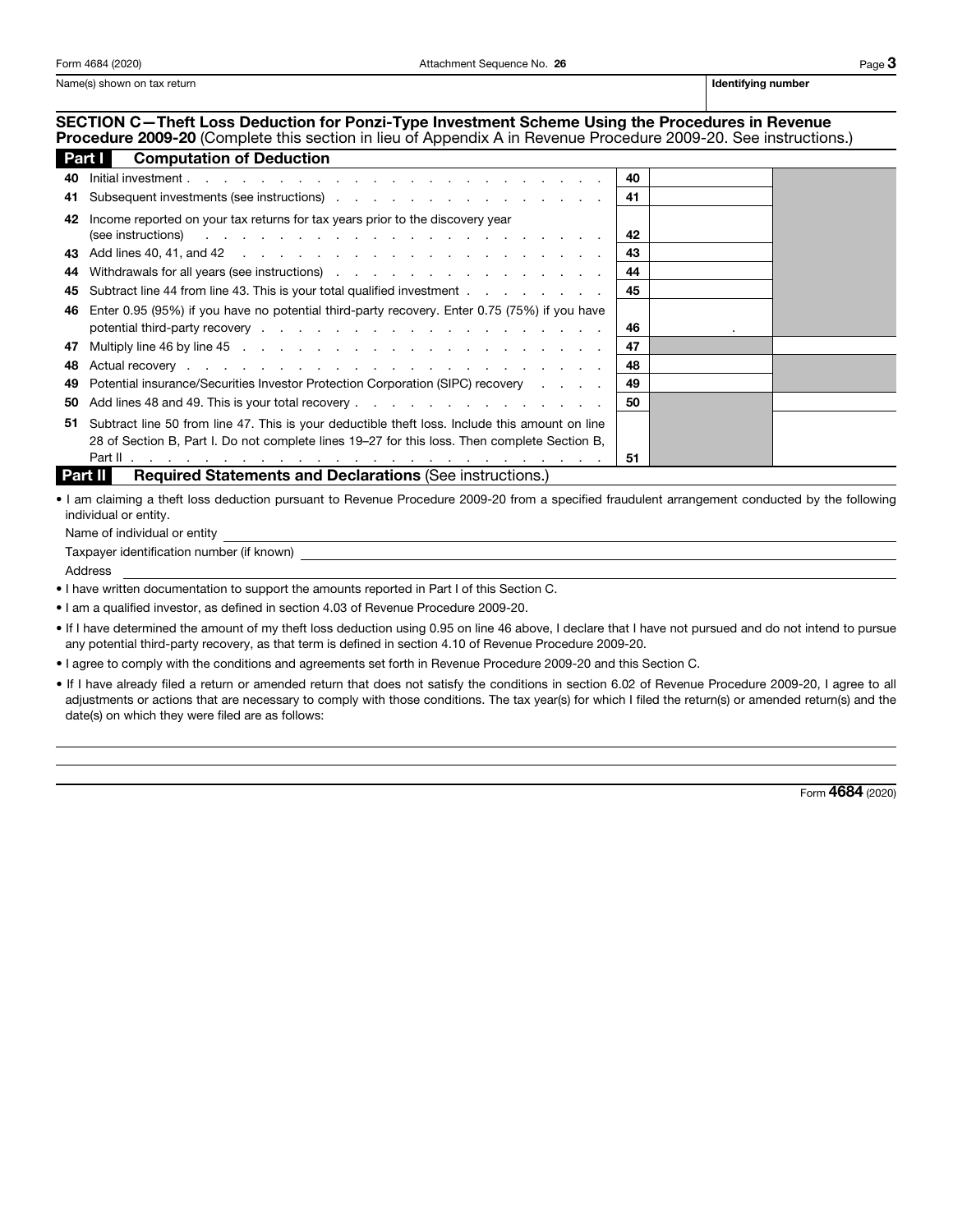Form 4684 (2020) Attachment Sequence No. **26**

Name(s) shown on tax return | **Identifying number**

## SECTION C—Theft Loss Deduction for Ponzi-Type Investment Scheme Using the Procedures in Revenue Procedure 2009-20 (Complete this section in lieu of Appendix A in Revenue Procedure 2009-20. See instructions.)

### Part I Computation of Deduction

| Line | Description | Line | Amount | Amount |
|---|---|---|---|---|
| 40 | Initial investment | 40 | | |
| 41 | Subsequent investments (see instructions) | 41 | | |
| 42 | Income reported on your tax returns for tax years prior to the discovery year (see instructions) | 42 | | |
| 43 | Add lines 40, 41, and 42 | 43 | | |
| 44 | Withdrawals for all years (see instructions) | 44 | | |
| 45 | Subtract line 44 from line 43. This is your total qualified investment | 45 | | |
| 46 | Enter 0.95 (95%) if you have no potential third-party recovery. Enter 0.75 (75%) if you have potential third-party recovery | 46 | . | |
| 47 | Multiply line 46 by line 45 | 47 | | |
| 48 | Actual recovery | 48 | | |
| 49 | Potential insurance/Securities Investor Protection Corporation (SIPC) recovery | 49 | | |
| 50 | Add lines 48 and 49. This is your total recovery | 50 | | |
| 51 | Subtract line 50 from line 47. This is your deductible theft loss. Include this amount on line 28 of Section B, Part I. Do not complete lines 19–27 for this loss. Then complete Section B, Part II | 51 | | |

### Part II Required Statements and Declarations (See instructions.)

- I am claiming a theft loss deduction pursuant to Revenue Procedure 2009-20 from a specified fraudulent arrangement conducted by the following individual or entity.

  Name of individual or entity ____________________

  Taxpayer identification number (if known) ____________________

  Address ____________________

- I have written documentation to support the amounts reported in Part I of this Section C.
- I am a qualified investor, as defined in section 4.03 of Revenue Procedure 2009-20.
- If I have determined the amount of my theft loss deduction using 0.95 on line 46 above, I declare that I have not pursued and do not intend to pursue any potential third-party recovery, as that term is defined in section 4.10 of Revenue Procedure 2009-20.
- I agree to comply with the conditions and agreements set forth in Revenue Procedure 2009-20 and this Section C.
- If I have already filed a return or amended return that does not satisfy the conditions in section 6.02 of Revenue Procedure 2009-20, I agree to all adjustments or actions that are necessary to comply with those conditions. The tax year(s) for which I filed the return(s) or amended return(s) and the date(s) on which they were filed are as follows:

Form **4684** (2020)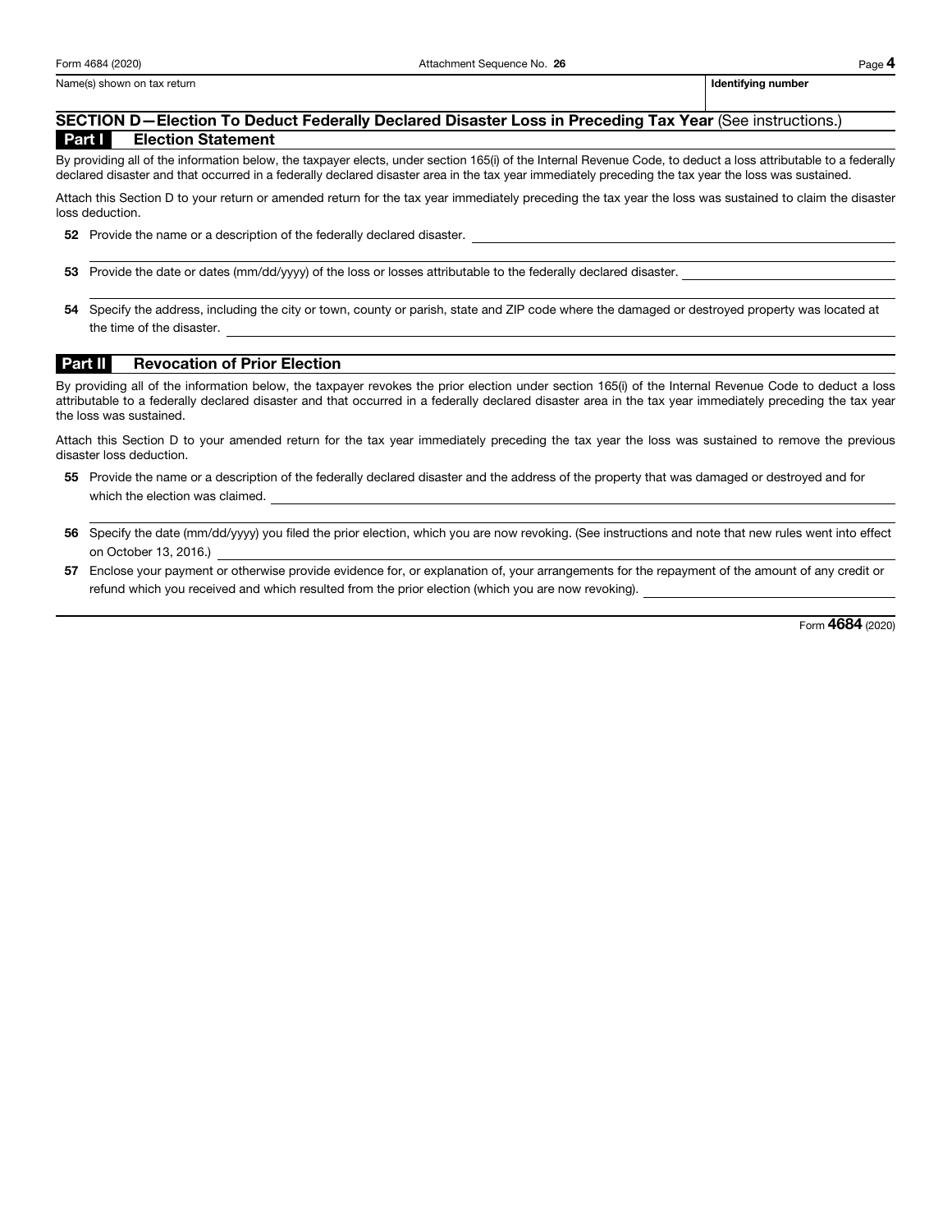Name(s) shown on tax return | Identifying number

## SECTION D—Election To Deduct Federally Declared Disaster Loss in Preceding Tax Year (See instructions.)

### Part I Election Statement

By providing all of the information below, the taxpayer elects, under section 165(i) of the Internal Revenue Code, to deduct a loss attributable to a federally declared disaster and that occurred in a federally declared disaster area in the tax year immediately preceding the tax year the loss was sustained.

Attach this Section D to your return or amended return for the tax year immediately preceding the tax year the loss was sustained to claim the disaster loss deduction.

**52** Provide the name or a description of the federally declared disaster. ____________________

**53** Provide the date or dates (mm/dd/yyyy) of the loss or losses attributable to the federally declared disaster. ____________________

**54** Specify the address, including the city or town, county or parish, state and ZIP code where the damaged or destroyed property was located at the time of the disaster. ____________________

### Part II Revocation of Prior Election

By providing all of the information below, the taxpayer revokes the prior election under section 165(i) of the Internal Revenue Code to deduct a loss attributable to a federally declared disaster and that occurred in a federally declared disaster area in the tax year immediately preceding the tax year the loss was sustained.

Attach this Section D to your amended return for the tax year immediately preceding the tax year the loss was sustained to remove the previous disaster loss deduction.

**55** Provide the name or a description of the federally declared disaster and the address of the property that was damaged or destroyed and for which the election was claimed. ____________________

**56** Specify the date (mm/dd/yyyy) you filed the prior election, which you are now revoking. (See instructions and note that new rules went into effect on October 13, 2016.) ____________________

**57** Enclose your payment or otherwise provide evidence for, or explanation of, your arrangements for the repayment of the amount of any credit or refund which you received and which resulted from the prior election (which you are now revoking). ____________________